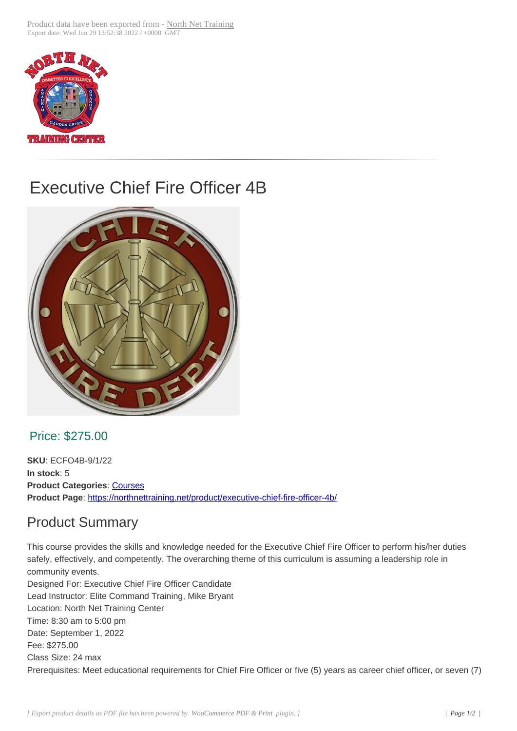Product data have been exported from - North Net Training
Export date: Wed Jun 29 13:52:38 2022 / +0000 GMT

# Executive Chief Fire Officer 4B

## Price: $275.00

**SKU**: ECFO4B-9/1/22
**In stock**: 5
**Product Categories**: Courses
**Product Page**: https://northnettraining.net/product/executive-chief-fire-officer-4b/

## Product Summary

This course provides the skills and knowledge needed for the Executive Chief Fire Officer to perform his/her duties safely, effectively, and competently. The overarching theme of this curriculum is assuming a leadership role in community events.
Designed For: Executive Chief Fire Officer Candidate
Lead Instructor: Elite Command Training, Mike Bryant
Location: North Net Training Center
Time: 8:30 am to 5:00 pm
Date: September 1, 2022
Fee: $275.00
Class Size: 24 max
Prerequisites: Meet educational requirements for Chief Fire Officer or five (5) years as career chief officer, or seven (7)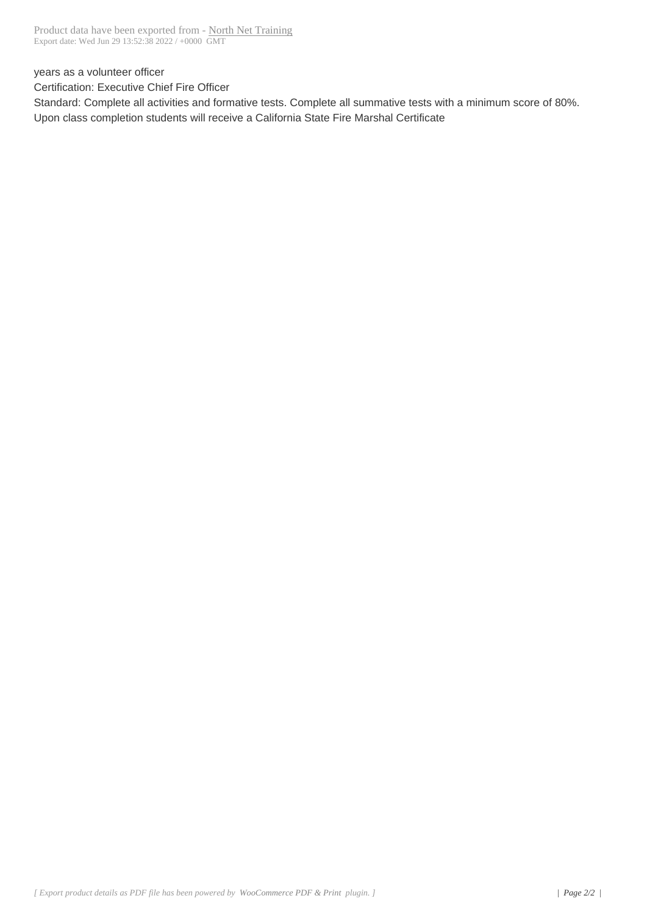years as a volunteer officer

Certification: Executive Chief Fire Officer

Standard: Complete all activities and formative tests. Complete all summative tests with a minimum score of 80%. Upon class completion students will receive a California State Fire Marshal Certificate